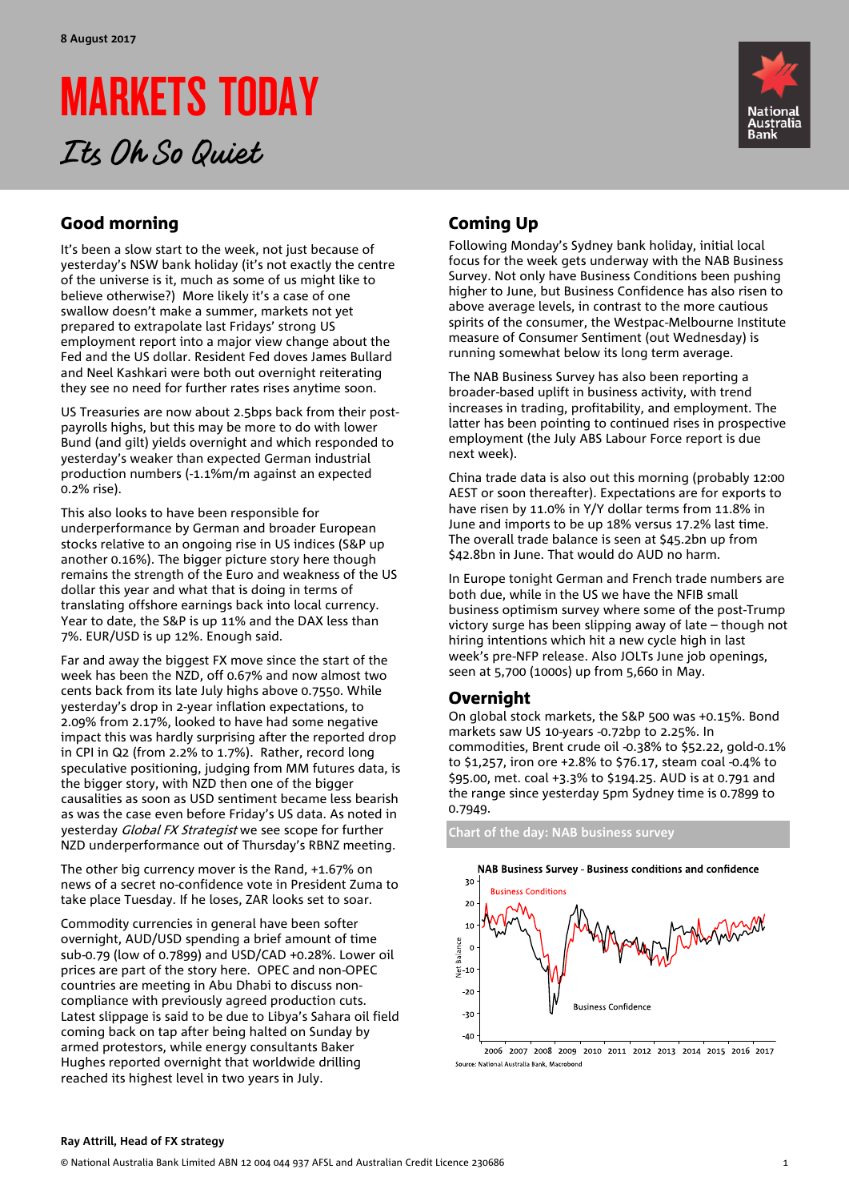8 August 2017

# MARKETS TODAY

## *Its Oh So Quiet*

## Good morning

It's been a slow start to the week, not just because of yesterday's NSW bank holiday (it's not exactly the centre of the universe is it, much as some of us might like to believe otherwise?) More likely it's a case of one swallow doesn't make a summer, markets not yet prepared to extrapolate last Fridays' strong US employment report into a major view change about the Fed and the US dollar. Resident Fed doves James Bullard and Neel Kashkari were both out overnight reiterating they see no need for further rates rises anytime soon.

US Treasuries are now about 2.5bps back from their post-payrolls highs, but this may be more to do with lower Bund (and gilt) yields overnight and which responded to yesterday's weaker than expected German industrial production numbers (-1.1%m/m against an expected 0.2% rise).

This also looks to have been responsible for underperformance by German and broader European stocks relative to an ongoing rise in US indices (S&P up another 0.16%). The bigger picture story here though remains the strength of the Euro and weakness of the US dollar this year and what that is doing in terms of translating offshore earnings back into local currency. Year to date, the S&P is up 11% and the DAX less than 7%. EUR/USD is up 12%. Enough said.

Far and away the biggest FX move since the start of the week has been the NZD, off 0.67% and now almost two cents back from its late July highs above 0.7550. While yesterday's drop in 2-year inflation expectations, to 2.09% from 2.17%, looked to have had some negative impact this was hardly surprising after the reported drop in CPI in Q2 (from 2.2% to 1.7%). Rather, record long speculative positioning, judging from MM futures data, is the bigger story, with NZD then one of the bigger causalities as soon as USD sentiment became less bearish as was the case even before Friday's US data. As noted in yesterday *Global FX Strategist* we see scope for further NZD underperformance out of Thursday's RBNZ meeting.

The other big currency mover is the Rand, +1.67% on news of a secret no-confidence vote in President Zuma to take place Tuesday. If he loses, ZAR looks set to soar.

Commodity currencies in general have been softer overnight, AUD/USD spending a brief amount of time sub-0.79 (low of 0.7899) and USD/CAD +0.28%. Lower oil prices are part of the story here. OPEC and non-OPEC countries are meeting in Abu Dhabi to discuss non-compliance with previously agreed production cuts. Latest slippage is said to be due to Libya's Sahara oil field coming back on tap after being halted on Sunday by armed protestors, while energy consultants Baker Hughes reported overnight that worldwide drilling reached its highest level in two years in July.

## Coming Up

Following Monday's Sydney bank holiday, initial local focus for the week gets underway with the NAB Business Survey. Not only have Business Conditions been pushing higher to June, but Business Confidence has also risen to above average levels, in contrast to the more cautious spirits of the consumer, the Westpac-Melbourne Institute measure of Consumer Sentiment (out Wednesday) is running somewhat below its long term average.

The NAB Business Survey has also been reporting a broader-based uplift in business activity, with trend increases in trading, profitability, and employment. The latter has been pointing to continued rises in prospective employment (the July ABS Labour Force report is due next week).

China trade data is also out this morning (probably 12:00 AEST or soon thereafter). Expectations are for exports to have risen by 11.0% in Y/Y dollar terms from 11.8% in June and imports to be up 18% versus 17.2% last time. The overall trade balance is seen at $45.2bn up from $42.8bn in June. That would do AUD no harm.

In Europe tonight German and French trade numbers are both due, while in the US we have the NFIB small business optimism survey where some of the post-Trump victory surge has been slipping away of late – though not hiring intentions which hit a new cycle high in last week's pre-NFP release. Also JOLTs June job openings, seen at 5,700 (1000s) up from 5,660 in May.

## Overnight

On global stock markets, the S&P 500 was +0.15%. Bond markets saw US 10-years -0.72bp to 2.25%. In commodities, Brent crude oil -0.38% to $52.22, gold-0.1% to $1,257, iron ore +2.8% to $76.17, steam coal -0.4% to $95.00, met. coal +3.3% to $194.25. AUD is at 0.791 and the range since yesterday 5pm Sydney time is 0.7899 to 0.7949.

**Chart of the day: NAB business survey**

NAB Business Survey - Business conditions and confidence

Source: National Australia Bank, Macrobond

Ray Attrill, Head of FX strategy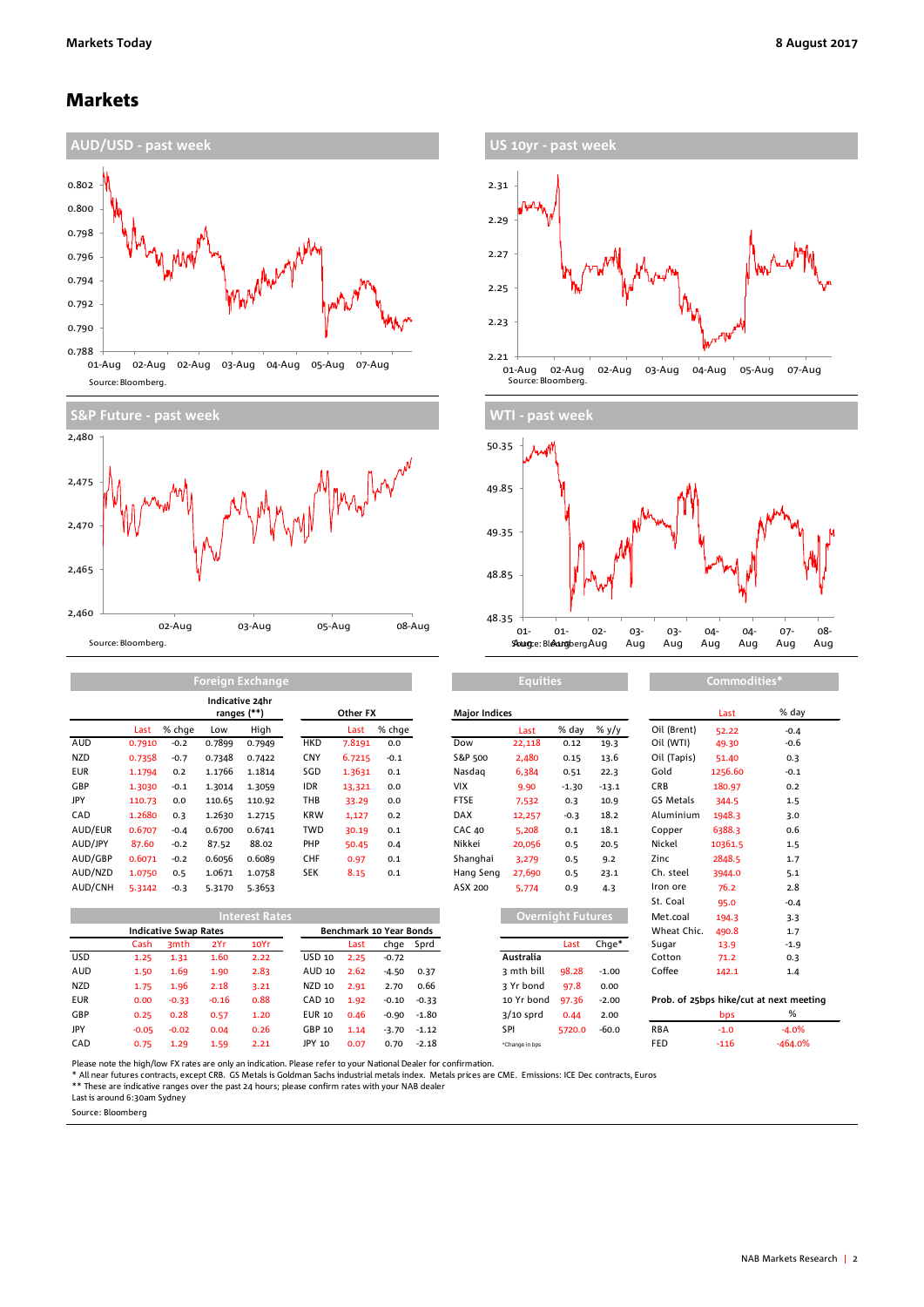# Markets

## AUD/USD - past week

Source: Bloomberg.

## US 10yr - past week

Source: Bloomberg.

## S&P Future - past week

Source: Bloomberg.

## WTI - past week

Source: Bloomberg.

## Foreign Exchange

| | Last | % chge | Low | High | | Last | % chge |
|---|---|---|---|---|---|---|---|
| | | | Indicative 24hr ranges (**) | | Other FX | | |
| AUD | 0.7910 | -0.2 | 0.7899 | 0.7949 | HKD | 7.8191 | 0.0 |
| NZD | 0.7358 | -0.7 | 0.7348 | 0.7422 | CNY | 6.7215 | -0.1 |
| EUR | 1.1794 | 0.2 | 1.1766 | 1.1814 | SGD | 1.3631 | 0.1 |
| GBP | 1.3030 | -0.1 | 1.3014 | 1.3059 | IDR | 13,321 | 0.0 |
| JPY | 110.73 | 0.0 | 110.65 | 110.92 | THB | 33.29 | 0.0 |
| CAD | 1.2680 | 0.3 | 1.2630 | 1.2715 | KRW | 1,127 | 0.2 |
| AUD/EUR | 0.6707 | -0.4 | 0.6700 | 0.6741 | TWD | 30.19 | 0.1 |
| AUD/JPY | 87.60 | -0.2 | 87.52 | 88.02 | PHP | 50.45 | 0.4 |
| AUD/GBP | 0.6071 | -0.2 | 0.6056 | 0.6089 | CHF | 0.97 | 0.1 |
| AUD/NZD | 1.0750 | 0.5 | 1.0671 | 1.0758 | SEK | 8.15 | 0.1 |
| AUD/CNH | 5.3142 | -0.3 | 5.3170 | 5.3653 | | | |

## Equities

| Major Indices | Last | % day | % y/y |
|---|---|---|---|
| Dow | 22,118 | 0.12 | 19.3 |
| S&P 500 | 2,480 | 0.15 | 13.6 |
| Nasdaq | 6,384 | 0.51 | 22.3 |
| VIX | 9.90 | -1.30 | -13.1 |
| FTSE | 7,532 | 0.3 | 10.9 |
| DAX | 12,257 | -0.3 | 18.2 |
| CAC 40 | 5,208 | 0.1 | 18.1 |
| Nikkei | 20,056 | 0.5 | 20.5 |
| Shanghai | 3,279 | 0.5 | 9.2 |
| Hang Seng | 27,690 | 0.5 | 23.1 |
| ASX 200 | 5,774 | 0.9 | 4.3 |

## Commodities*

| | Last | % day |
|---|---|---|
| Oil (Brent) | 52.22 | -0.4 |
| Oil (WTI) | 49.30 | -0.6 |
| Oil (Tapis) | 51.40 | 0.3 |
| Gold | 1256.60 | -0.1 |
| CRB | 180.97 | 0.2 |
| GS Metals | 344.5 | 1.5 |
| Aluminium | 1948.3 | 3.0 |
| Copper | 6388.3 | 0.6 |
| Nickel | 10361.5 | 1.5 |
| Zinc | 2848.5 | 1.7 |
| Ch. steel | 3944.0 | 5.1 |
| Iron ore | 76.2 | 2.8 |
| St. Coal | 95.0 | -0.4 |
| Met.coal | 194.3 | 3.3 |
| Wheat Chic. | 490.8 | 1.7 |
| Sugar | 13.9 | -1.9 |
| Cotton | 71.2 | 0.3 |
| Coffee | 142.1 | 1.4 |

## Interest Rates

| Indicative Swap Rates | Cash | 3mth | 2Yr | 10Yr | Benchmark 10 Year Bonds | Last | chge | Sprd |
|---|---|---|---|---|---|---|---|---|
| USD | 1.25 | 1.31 | 1.60 | 2.22 | USD 10 | 2.25 | -0.72 | |
| AUD | 1.50 | 1.69 | 1.90 | 2.83 | AUD 10 | 2.62 | -4.50 | 0.37 |
| NZD | 1.75 | 1.96 | 2.18 | 3.21 | NZD 10 | 2.91 | 2.70 | 0.66 |
| EUR | 0.00 | -0.33 | -0.16 | 0.88 | CAD 10 | 1.92 | -0.10 | -0.33 |
| GBP | 0.25 | 0.28 | 0.57 | 1.20 | EUR 10 | 0.46 | -0.90 | -1.80 |
| JPY | -0.05 | -0.02 | 0.04 | 0.26 | GBP 10 | 1.14 | -3.70 | -1.12 |
| CAD | 0.75 | 1.29 | 1.59 | 2.21 | JPY 10 | 0.07 | 0.70 | -2.18 |

## Overnight Futures

| | Last | Chge* |
|---|---|---|
| Australia | | |
| 3 mth bill | 98.28 | -1.00 |
| 3 Yr bond | 97.8 | 0.00 |
| 10 Yr bond | 97.36 | -2.00 |
| 3/10 sprd | 0.44 | 2.00 |
| SPI | 5720.0 | -60.0 |

*Change in bps

## Prob. of 25bps hike/cut at next meeting

| | bps | % |
|---|---|---|
| RBA | -1.0 | -4.0% |
| FED | -116 | -464.0% |

Please note the high/low FX rates are only an indication. Please refer to your National Dealer for confirmation.
* All near futures contracts, except CRB. GS Metals is Goldman Sachs industrial metals index. Metals prices are CME. Emissions: ICE Dec contracts, Euros
** These are indicative ranges over the past 24 hours; please confirm rates with your NAB dealer
Last is around 6:30am Sydney
Source: Bloomberg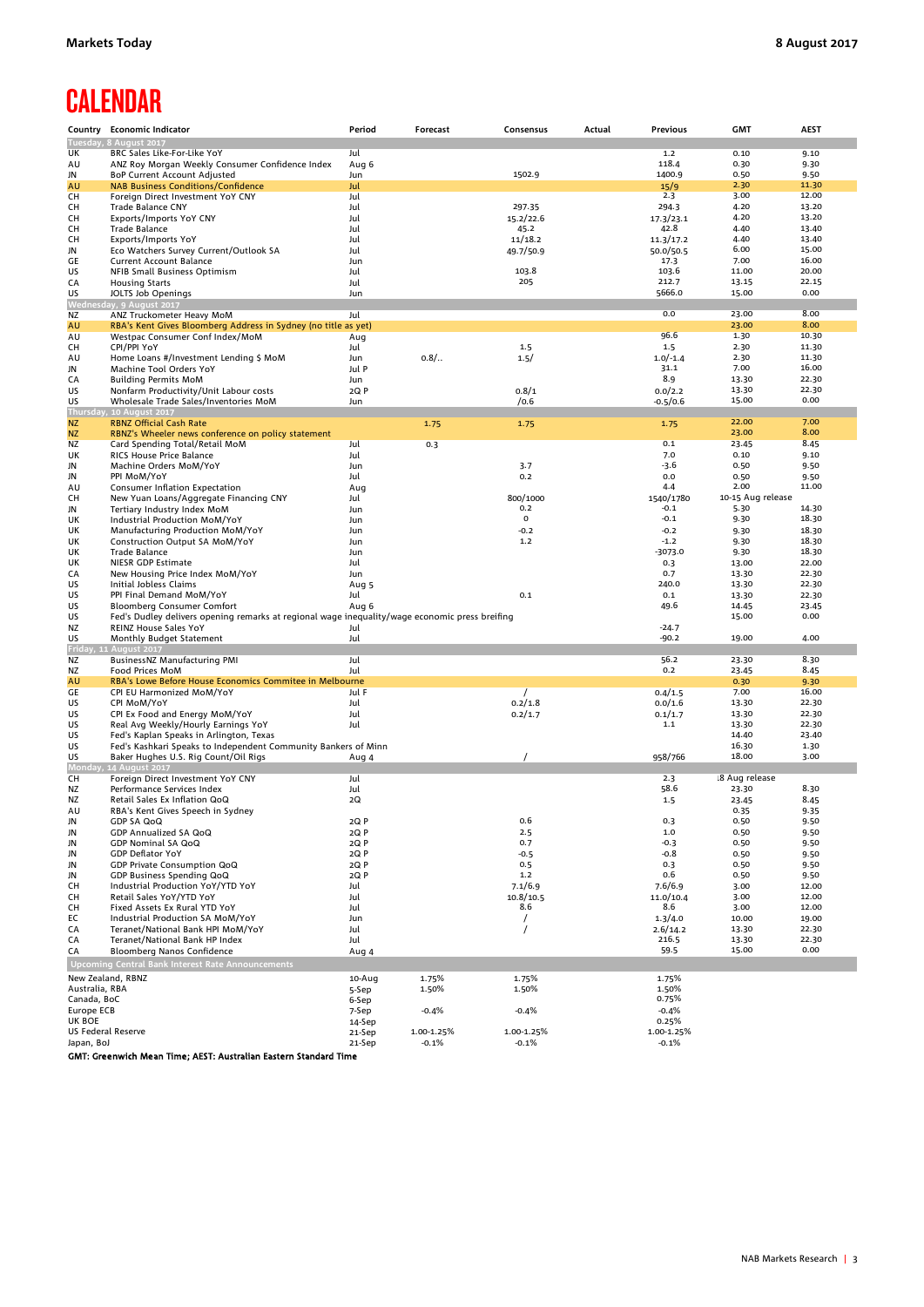# CALENDAR

| Country | Economic Indicator | Period | Forecast | Consensus | Actual | Previous | GMT | AEST |
|---|---|---|---|---|---|---|---|---|
| **Tuesday, 8 August 2017** | | | | | | | | |
| UK | BRC Sales Like-For-Like YoY | Jul | | | | 1.2 | 0.10 | 9.10 |
| AU | ANZ Roy Morgan Weekly Consumer Confidence Index | Aug 6 | | | | 118.4 | 0.30 | 9.30 |
| JN | BoP Current Account Adjusted | Jun | | 1502.9 | | 1400.9 | 0.50 | 9.50 |
| AU | NAB Business Conditions/Confidence | Jul | | | | 15/9 | 2.30 | 11.30 |
| CH | Foreign Direct Investment YoY CNY | Jul | | | | 2.3 | 3.00 | 12.00 |
| CH | Trade Balance CNY | Jul | | 297.35 | | 294.3 | 4.20 | 13.20 |
| CH | Exports/Imports YoY CNY | Jul | | 15.2/22.6 | | 17.3/23.1 | 4.20 | 13.20 |
| CH | Trade Balance | Jul | | 45.2 | | 42.8 | 4.40 | 13.40 |
| CH | Exports/Imports YoY | Jul | | 11/18.2 | | 11.3/17.2 | 4.40 | 13.40 |
| JN | Eco Watchers Survey Current/Outlook SA | Jul | | 49.7/50.9 | | 50.0/50.5 | 6.00 | 15.00 |
| GE | Current Account Balance | Jun | | | | 17.3 | 7.00 | 16.00 |
| US | NFIB Small Business Optimism | Jul | | 103.8 | | 103.6 | 11.00 | 20.00 |
| CA | Housing Starts | Jul | | 205 | | 212.7 | 13.15 | 22.15 |
| US | JOLTS Job Openings | Jun | | | | 5666.0 | 15.00 | 0.00 |
| **Wednesday, 9 August 2017** | | | | | | | | |
| NZ | ANZ Truckometer Heavy MoM | Jul | | | | 0.0 | 23.00 | 8.00 |
| AU | RBA's Kent Gives Bloomberg Address in Sydney (no title as yet) | | | | | | 23.00 | 8.00 |
| AU | Westpac Consumer Conf Index/MoM | Aug | | | | 96.6 | 1.30 | 10.30 |
| CH | CPI/PPI YoY | Jul | | 1.5 | | 1.5 | 2.30 | 11.30 |
| AU | Home Loans #/Investment Lending $ MoM | Jun | 0.8/.. | 1.5/ | | 1.0/-1.4 | 2.30 | 11.30 |
| JN | Machine Tool Orders YoY | Jul P | | | | 31.1 | 7.00 | 16.00 |
| CA | Building Permits MoM | Jun | | | | 8.9 | 13.30 | 22.30 |
| US | Nonfarm Productivity/Unit Labour costs | 2Q P | | 0.8/1 | | 0.0/2.2 | 13.30 | 22.30 |
| US | Wholesale Trade Sales/Inventories MoM | Jun | | /0.6 | | -0.5/0.6 | 15.00 | 0.00 |
| **Thursday, 10 August 2017** | | | | | | | | |
| NZ | RBNZ Official Cash Rate | | 1.75 | 1.75 | | 1.75 | 22.00 | 7.00 |
| NZ | RBNZ's Wheeler news conference on policy statement | | | | | | 23.00 | 8.00 |
| NZ | Card Spending Total/Retail MoM | Jul | 0.3 | | | 0.1 | 23.45 | 8.45 |
| UK | RICS House Price Balance | Jul | | | | 7.0 | 0.10 | 9.10 |
| JN | Machine Orders MoM/YoY | Jun | | 3.7 | | -3.6 | 0.50 | 9.50 |
| JN | PPI MoM/YoY | Jul | | 0.2 | | 0.0 | 0.50 | 9.50 |
| AU | Consumer Inflation Expectation | Aug | | | | 4.4 | 2.00 | 11.00 |
| CH | New Yuan Loans/Aggregate Financing CNY | Jul | | 800/1000 | | 1540/1780 | 10-15 Aug release | |
| JN | Tertiary Industry Index MoM | Jun | | 0.2 | | -0.1 | 5.30 | 14.30 |
| UK | Industrial Production MoM/YoY | Jun | | 0 | | -0.1 | 9.30 | 18.30 |
| UK | Manufacturing Production MoM/YoY | Jun | | -0.2 | | -0.2 | 9.30 | 18.30 |
| UK | Construction Output SA MoM/YoY | Jun | | 1.2 | | -1.2 | 9.30 | 18.30 |
| UK | Trade Balance | Jun | | | | -3073.0 | 9.30 | 18.30 |
| UK | NIESR GDP Estimate | Jul | | | | 0.3 | 13.00 | 22.00 |
| CA | New Housing Price Index MoM/YoY | Jun | | | | 0.7 | 13.30 | 22.30 |
| US | Initial Jobless Claims | Aug 5 | | | | 240.0 | 13.30 | 22.30 |
| US | PPI Final Demand MoM/YoY | Jul | | 0.1 | | 0.1 | 13.30 | 22.30 |
| US | Bloomberg Consumer Comfort | Aug 6 | | | | 49.6 | 14.45 | 23.45 |
| US | Fed's Dudley delivers opening remarks at regional wage inequality/wage economic press breifing | | | | | | 15.00 | 0.00 |
| NZ | REINZ House Sales YoY | Jul | | | | -24.7 | | |
| US | Monthly Budget Statement | Jul | | | | -90.2 | 19.00 | 4.00 |
| **Friday, 11 August 2017** | | | | | | | | |
| NZ | BusinessNZ Manufacturing PMI | Jul | | | | 56.2 | 23.30 | 8.30 |
| NZ | Food Prices MoM | Jul | | | | 0.2 | 23.45 | 8.45 |
| AU | RBA's Lowe Before House Economics Commitee in Melbourne | | | | | | 0.30 | 9.30 |
| GE | CPI EU Harmonized MoM/YoY | Jul F | | / | | 0.4/1.5 | 7.00 | 16.00 |
| US | CPI MoM/YoY | Jul | | 0.2/1.8 | | 0.0/1.6 | 13.30 | 22.30 |
| US | CPI Ex Food and Energy MoM/YoY | Jul | | 0.2/1.7 | | 0.1/1.7 | 13.30 | 22.30 |
| US | Real Avg Weekly/Hourly Earnings YoY | Jul | | | | 1.1 | 13.30 | 22.30 |
| US | Fed's Kaplan Speaks in Arlington, Texas | | | | | | 14.40 | 23.40 |
| US | Fed's Kashkari Speaks to Independent Community Bankers of Minn | | | | | | 16.30 | 1.30 |
| US | Baker Hughes U.S. Rig Count/Oil Rigs | Aug 4 | | / | | 958/766 | 18.00 | 3.00 |
| **Monday, 14 August 2017** | | | | | | | | |
| CH | Foreign Direct Investment YoY CNY | Jul | | | | 2.3 | 18 Aug release | |
| NZ | Performance Services Index | Jul | | | | 58.6 | 23.30 | 8.30 |
| NZ | Retail Sales Ex Inflation QoQ | 2Q | | | | 1.5 | 23.45 | 8.45 |
| AU | RBA's Kent Gives Speech in Sydney | | | | | | 0.35 | 9.35 |
| JN | GDP SA QoQ | 2Q P | | 0.6 | | 0.3 | 0.50 | 9.50 |
| JN | GDP Annualized SA QoQ | 2Q P | | 2.5 | | 1.0 | 0.50 | 9.50 |
| JN | GDP Nominal SA QoQ | 2Q P | | 0.7 | | -0.3 | 0.50 | 9.50 |
| JN | GDP Deflator YoY | 2Q P | | -0.5 | | -0.8 | 0.50 | 9.50 |
| JN | GDP Private Consumption QoQ | 2Q P | | 0.5 | | 0.3 | 0.50 | 9.50 |
| JN | GDP Business Spending QoQ | 2Q P | | 1.2 | | 0.6 | 0.50 | 9.50 |
| CH | Industrial Production YoY/YTD YoY | Jul | | 7.1/6.9 | | 7.6/6.9 | 3.00 | 12.00 |
| CH | Retail Sales YoY/YTD YoY | Jul | | 10.8/10.5 | | 11.0/10.4 | 3.00 | 12.00 |
| CH | Fixed Assets Ex Rural YTD YoY | Jul | | 8.6 | | 8.6 | 3.00 | 12.00 |
| EC | Industrial Production SA MoM/YoY | Jun | | / | | 1.3/4.0 | 10.00 | 19.00 |
| CA | Teranet/National Bank HPI MoM/YoY | Jul | | / | | 2.6/14.2 | 13.30 | 22.30 |
| CA | Teranet/National Bank HP Index | Jul | | | | 216.5 | 13.30 | 22.30 |
| CA | Bloomberg Nanos Confidence | Aug 4 | | | | 59.5 | 15.00 | 0.00 |
| **Upcoming Central Bank Interest Rate Announcements** | | | | | | | | |
| New Zealand, RBNZ | | 10-Aug | 1.75% | 1.75% | | 1.75% | | |
| Australia, RBA | | 5-Sep | 1.50% | 1.50% | | 1.50% | | |
| Canada, BoC | | 6-Sep | | | | 0.75% | | |
| Europe ECB | | 7-Sep | -0.4% | -0.4% | | -0.4% | | |
| UK BOE | | 14-Sep | | | | 0.25% | | |
| US Federal Reserve | | 21-Sep | 1.00-1.25% | 1.00-1.25% | | 1.00-1.25% | | |
| Japan, BoJ | | 21-Sep | -0.1% | -0.1% | | -0.1% | | |

**GMT: Greenwich Mean Time; AEST: Australian Eastern Standard Time**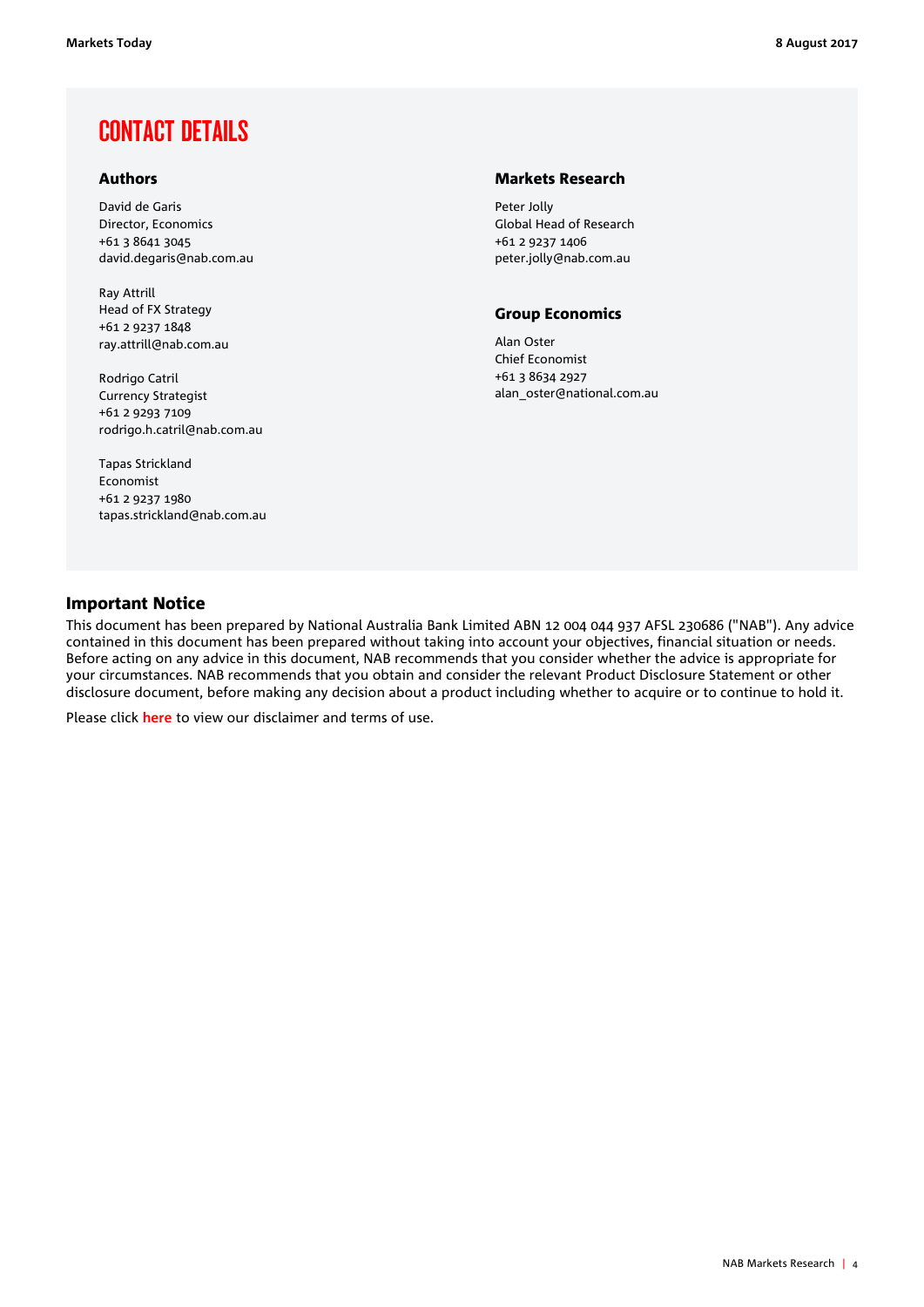# CONTACT DETAILS

### Authors

David de Garis
Director, Economics
+61 3 8641 3045
david.degaris@nab.com.au

Ray Attrill
Head of FX Strategy
+61 2 9237 1848
ray.attrill@nab.com.au

Rodrigo Catril
Currency Strategist
+61 2 9293 7109
rodrigo.h.catril@nab.com.au

Tapas Strickland
Economist
+61 2 9237 1980
tapas.strickland@nab.com.au

### Markets Research

Peter Jolly
Global Head of Research
+61 2 9237 1406
peter.jolly@nab.com.au

### Group Economics

Alan Oster
Chief Economist
+61 3 8634 2927
alan_oster@national.com.au

## Important Notice

This document has been prepared by National Australia Bank Limited ABN 12 004 044 937 AFSL 230686 ("NAB"). Any advice contained in this document has been prepared without taking into account your objectives, financial situation or needs. Before acting on any advice in this document, NAB recommends that you consider whether the advice is appropriate for your circumstances. NAB recommends that you obtain and consider the relevant Product Disclosure Statement or other disclosure document, before making any decision about a product including whether to acquire or to continue to hold it.

Please click **here** to view our disclaimer and terms of use.